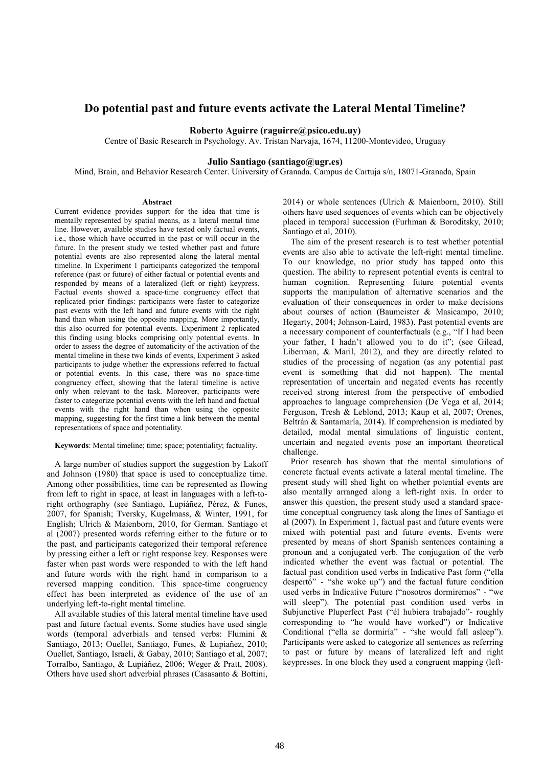# Do potential past and future events activate the Lateral Mental Timeline?

**Roberto Aguirre (raguirre@psico.edu.uy)**
Centre of Basic Research in Psychology. Av. Tristan Narvaja, 1674, 11200-Montevideo, Uruguay

**Julio Santiago (santiago@ugr.es)**
Mind, Brain, and Behavior Research Center. University of Granada. Campus de Cartuja s/n, 18071-Granada, Spain

## Abstract

Current evidence provides support for the idea that time is mentally represented by spatial means, as a lateral mental time line. However, available studies have tested only factual events, i.e., those which have occurred in the past or will occur in the future. In the present study we tested whether past and future potential events are also represented along the lateral mental timeline. In Experiment 1 participants categorized the temporal reference (past or future) of either factual or potential events and responded by means of a lateralized (left or right) keypress. Factual events showed a space-time congruency effect that replicated prior findings: participants were faster to categorize past events with the left hand and future events with the right hand than when using the opposite mapping. More importantly, this also ocurred for potential events. Experiment 2 replicated this finding using blocks comprising only potential events. In order to assess the degree of automaticity of the activation of the mental timeline in these two kinds of events, Experiment 3 asked participants to judge whether the expressions referred to factual or potential events. In this case, there was no space-time congruency effect, showing that the lateral timeline is active only when relevant to the task. Moreover, participants were faster to categorize potential events with the left hand and factual events with the right hand than when using the opposite mapping, suggesting for the first time a link between the mental representations of space and potentiality.

**Keywords**: Mental timeline; time; space; potentiality; factuality.

A large number of studies support the suggestion by Lakoff and Johnson (1980) that space is used to conceptualize time. Among other possibilities, time can be represented as flowing from left to right in space, at least in languages with a left-to-right orthography (see Santiago, Lupiáñez, Pérez, & Funes, 2007, for Spanish; Tversky, Kugelmass, & Winter, 1991, for English; Ulrich & Maienborn, 2010, for German. Santiago et al (2007) presented words referring either to the future or to the past, and participants categorized their temporal reference by pressing either a left or right response key. Responses were faster when past words were responded to with the left hand and future words with the right hand in comparison to a reversed mapping condition. This space-time congruency effect has been interpreted as evidence of the use of an underlying left-to-right mental timeline.

All available studies of this lateral mental timeline have used past and future factual events. Some studies have used single words (temporal adverbials and tensed verbs: Flumini & Santiago, 2013; Ouellet, Santiago, Funes, & Lupiañez, 2010; Ouellet, Santiago, Israeli, & Gabay, 2010; Santiago et al, 2007; Torralbo, Santiago, & Lupiáñez, 2006; Weger & Pratt, 2008). Others have used short adverbial phrases (Casasanto & Bottini, 2014) or whole sentences (Ulrich & Maienborn, 2010). Still others have used sequences of events which can be objectively placed in temporal succession (Furhman & Boroditsky, 2010; Santiago et al, 2010).

The aim of the present research is to test whether potential events are also able to activate the left-right mental timeline. To our knowledge, no prior study has tapped onto this question. The ability to represent potential events is central to human cognition. Representing future potential events supports the manipulation of alternative scenarios and the evaluation of their consequences in order to make decisions about courses of action (Baumeister & Masicampo, 2010; Hegarty, 2004; Johnson-Laird, 1983). Past potential events are a necessary component of counterfactuals (e.g., "If I had been your father, I hadn't allowed you to do it"; (see Gilead, Liberman, & Maril, 2012), and they are directly related to studies of the processing of negation (as any potential past event is something that did not happen). The mental representation of uncertain and negated events has recently received strong interest from the perspective of embodied approaches to language comprehension (De Vega et al, 2014; Ferguson, Tresh & Leblond, 2013; Kaup et al, 2007; Orenes, Beltrán & Santamaría, 2014). If comprehension is mediated by detailed, modal mental simulations of linguistic content, uncertain and negated events pose an important theoretical challenge.

Prior research has shown that the mental simulations of concrete factual events activate a lateral mental timeline. The present study will shed light on whether potential events are also mentally arranged along a left-right axis. In order to answer this question, the present study used a standard space-time conceptual congruency task along the lines of Santiago et al (2007). In Experiment 1, factual past and future events were mixed with potential past and future events. Events were presented by means of short Spanish sentences containing a pronoun and a conjugated verb. The conjugation of the verb indicated whether the event was factual or potential. The factual past condition used verbs in Indicative Past form ("ella despertó" - "she woke up") and the factual future condition used verbs in Indicative Future ("nosotros dormiremos" - "we will sleep"). The potential past condition used verbs in Subjunctive Pluperfect Past ("él hubiera trabajado"- roughly corresponding to "he would have worked") or Indicative Conditional ("ella se dormiría" - "she would fall asleep"). Participants were asked to categorize all sentences as referring to past or future by means of lateralized left and right keypresses. In one block they used a congruent mapping (left-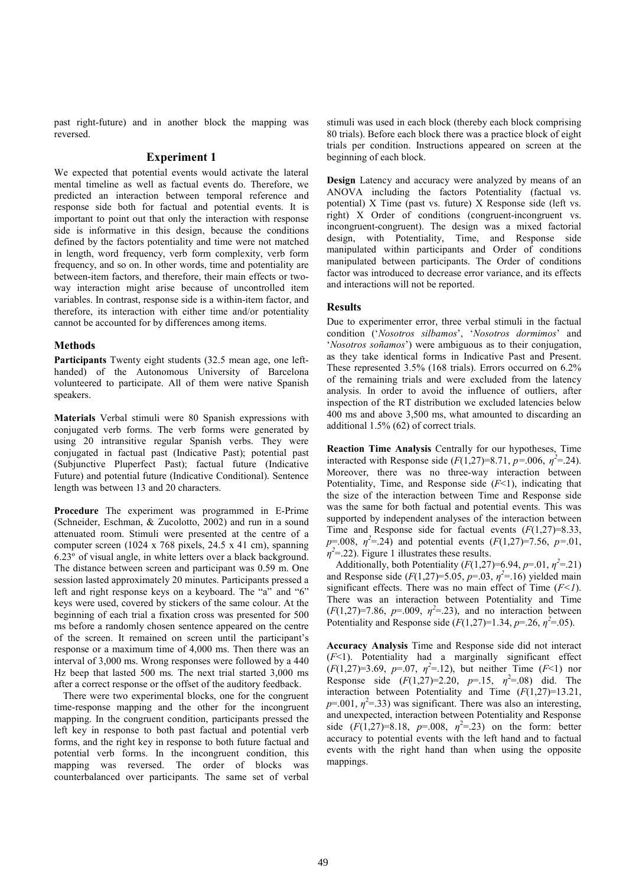past right-future) and in another block the mapping was reversed.

## Experiment 1

We expected that potential events would activate the lateral mental timeline as well as factual events do. Therefore, we predicted an interaction between temporal reference and response side both for factual and potential events. It is important to point out that only the interaction with response side is informative in this design, because the conditions defined by the factors potentiality and time were not matched in length, word frequency, verb form complexity, verb form frequency, and so on. In other words, time and potentiality are between-item factors, and therefore, their main effects or two-way interaction might arise because of uncontrolled item variables. In contrast, response side is a within-item factor, and therefore, its interaction with either time and/or potentiality cannot be accounted for by differences among items.

### Methods

**Participants** Twenty eight students (32.5 mean age, one left-handed) of the Autonomous University of Barcelona volunteered to participate. All of them were native Spanish speakers.

**Materials** Verbal stimuli were 80 Spanish expressions with conjugated verb forms. The verb forms were generated by using 20 intransitive regular Spanish verbs. They were conjugated in factual past (Indicative Past); potential past (Subjunctive Pluperfect Past); factual future (Indicative Future) and potential future (Indicative Conditional). Sentence length was between 13 and 20 characters.

**Procedure** The experiment was programmed in E-Prime (Schneider, Eschman, & Zucolotto, 2002) and run in a sound attenuated room. Stimuli were presented at the centre of a computer screen (1024 x 768 pixels, 24.5 x 41 cm), spanning 6.23º of visual angle, in white letters over a black background. The distance between screen and participant was 0.59 m. One session lasted approximately 20 minutes. Participants pressed a left and right response keys on a keyboard. The "a" and "6" keys were used, covered by stickers of the same colour. At the beginning of each trial a fixation cross was presented for 500 ms before a randomly chosen sentence appeared on the centre of the screen. It remained on screen until the participant's response or a maximum time of 4,000 ms. Then there was an interval of 3,000 ms. Wrong responses were followed by a 440 Hz beep that lasted 500 ms. The next trial started 3,000 ms after a correct response or the offset of the auditory feedback.

There were two experimental blocks, one for the congruent time-response mapping and the other for the incongruent mapping. In the congruent condition, participants pressed the left key in response to both past factual and potential verb forms, and the right key in response to both future factual and potential verb forms. In the incongruent condition, this mapping was reversed. The order of blocks was counterbalanced over participants. The same set of verbal stimuli was used in each block (thereby each block comprising 80 trials). Before each block there was a practice block of eight trials per condition. Instructions appeared on screen at the beginning of each block.

**Design** Latency and accuracy were analyzed by means of an ANOVA including the factors Potentiality (factual vs. potential) X Time (past vs. future) X Response side (left vs. right) X Order of conditions (congruent-incongruent vs. incongruent-congruent). The design was a mixed factorial design, with Potentiality, Time, and Response side manipulated within participants and Order of conditions manipulated between participants. The Order of conditions factor was introduced to decrease error variance, and its effects and interactions will not be reported.

### Results

Due to experimenter error, three verbal stimuli in the factual condition ('*Nosotros silbamos*', '*Nosotros dormimos*' and '*Nosotros soñamos*') were ambiguous as to their conjugation, as they take identical forms in Indicative Past and Present. These represented 3.5% (168 trials). Errors occurred on 6.2% of the remaining trials and were excluded from the latency analysis. In order to avoid the influence of outliers, after inspection of the RT distribution we excluded latencies below 400 ms and above 3,500 ms, what amounted to discarding an additional 1.5% (62) of correct trials.

**Reaction Time Analysis** Centrally for our hypotheses, Time interacted with Response side ($F(1,27)=8.71$, $p=.006$, $\eta^2=.24$). Moreover, there was no three-way interaction between Potentiality, Time, and Response side ($F<1$), indicating that the size of the interaction between Time and Response side was the same for both factual and potential events. This was supported by independent analyses of the interaction between Time and Response side for factual events ($F(1,27)=8.33$, $p=.008$, $\eta^2=.24$) and potential events ($F(1,27)=7.56$, $p=.01$, $\eta^2=.22$). Figure 1 illustrates these results.

Additionally, both Potentiality ($F(1,27)=6.94$, $p=.01$, $\eta^2=.21$) and Response side ($F(1,27)=5.05$, $p=.03$, $\eta^2=.16$) yielded main significant effects. There was no main effect of Time ($F<1$). There was an interaction between Potentiality and Time ($F(1,27)=7.86$, $p=.009$, $\eta^2=.23$), and no interaction between Potentiality and Response side ($F(1,27)=1.34$, $p=.26$, $\eta^2=.05$).

**Accuracy Analysis** Time and Response side did not interact ($F<1$). Potentiality had a marginally significant effect ($F(1,27)=3.69$, $p=.07$, $\eta^2=.12$), but neither Time ($F<1$) nor Response side ($F(1,27)=2.20$, $p=.15$, $\eta^2=.08$) did. The interaction between Potentiality and Time ($F(1,27)=13.21$, $p=.001$, $\eta^2=.33$) was significant. There was also an interesting, and unexpected, interaction between Potentiality and Response side ($F(1,27)=8.18$, $p=.008$, $\eta^2=.23$) on the form: better accuracy to potential events with the left hand and to factual events with the right hand than when using the opposite mappings.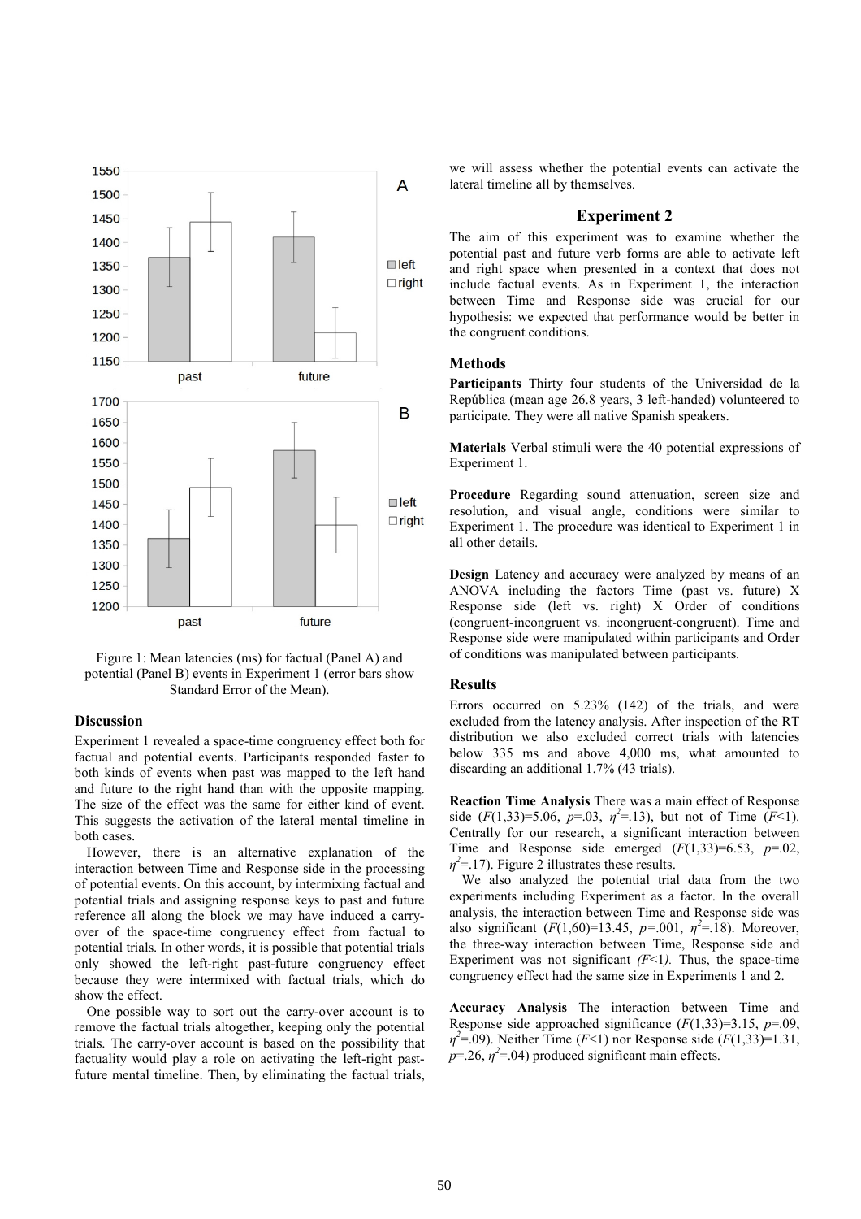Figure 1: Mean latencies (ms) for factual (Panel A) and potential (Panel B) events in Experiment 1 (error bars show Standard Error of the Mean).

### Discussion

Experiment 1 revealed a space-time congruency effect both for factual and potential events. Participants responded faster to both kinds of events when past was mapped to the left hand and future to the right hand than with the opposite mapping. The size of the effect was the same for either kind of event. This suggests the activation of the lateral mental timeline in both cases.

However, there is an alternative explanation of the interaction between Time and Response side in the processing of potential events. On this account, by intermixing factual and potential trials and assigning response keys to past and future reference all along the block we may have induced a carry-over of the space-time congruency effect from factual to potential trials. In other words, it is possible that potential trials only showed the left-right past-future congruency effect because they were intermixed with factual trials, which do show the effect.

One possible way to sort out the carry-over account is to remove the factual trials altogether, keeping only the potential trials. The carry-over account is based on the possibility that factuality would play a role on activating the left-right past-future mental timeline. Then, by eliminating the factual trials, we will assess whether the potential events can activate the lateral timeline all by themselves.

## Experiment 2

The aim of this experiment was to examine whether the potential past and future verb forms are able to activate left and right space when presented in a context that does not include factual events. As in Experiment 1, the interaction between Time and Response side was crucial for our hypothesis: we expected that performance would be better in the congruent conditions.

### Methods

**Participants** Thirty four students of the Universidad de la República (mean age 26.8 years, 3 left-handed) volunteered to participate. They were all native Spanish speakers.

**Materials** Verbal stimuli were the 40 potential expressions of Experiment 1.

**Procedure** Regarding sound attenuation, screen size and resolution, and visual angle, conditions were similar to Experiment 1. The procedure was identical to Experiment 1 in all other details.

**Design** Latency and accuracy were analyzed by means of an ANOVA including the factors Time (past vs. future) X Response side (left vs. right) X Order of conditions (congruent-incongruent vs. incongruent-congruent). Time and Response side were manipulated within participants and Order of conditions was manipulated between participants.

### Results

Errors occurred on 5.23% (142) of the trials, and were excluded from the latency analysis. After inspection of the RT distribution we also excluded correct trials with latencies below 335 ms and above 4,000 ms, what amounted to discarding an additional 1.7% (43 trials).

**Reaction Time Analysis** There was a main effect of Response side ($F(1,33)=5.06$, $p=.03$, $\eta^2=.13$), but not of Time ($F<1$). Centrally for our research, a significant interaction between Time and Response side emerged ($F(1,33)=6.53$, $p=.02$, $\eta^2=.17$). Figure 2 illustrates these results.

We also analyzed the potential trial data from the two experiments including Experiment as a factor. In the overall analysis, the interaction between Time and Response side was also significant ($F(1,60)=13.45$, $p=.001$, $\eta^2=.18$). Moreover, the three-way interaction between Time, Response side and Experiment was not significant ($F<1$). Thus, the space-time congruency effect had the same size in Experiments 1 and 2.

**Accuracy Analysis** The interaction between Time and Response side approached significance ($F(1,33)=3.15$, $p=.09$, $\eta^2=.09$). Neither Time ($F<1$) nor Response side ($F(1,33)=1.31$, $p=.26$, $\eta^2=.04$) produced significant main effects.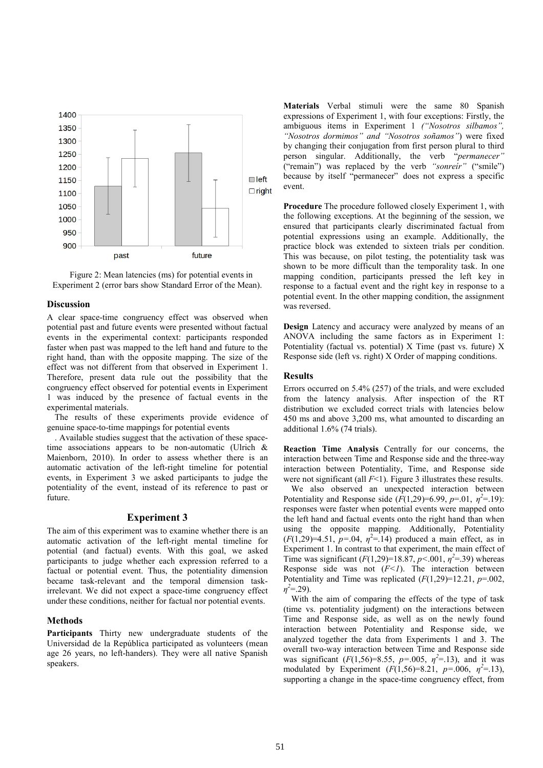Figure 2: Mean latencies (ms) for potential events in Experiment 2 (error bars show Standard Error of the Mean).

## Discussion

A clear space-time congruency effect was observed when potential past and future events were presented without factual events in the experimental context: participants responded faster when past was mapped to the left hand and future to the right hand, than with the opposite mapping. The size of the effect was not different from that observed in Experiment 1. Therefore, present data rule out the possibility that the congruency effect observed for potential events in Experiment 1 was induced by the presence of factual events in the experimental materials.

The results of these experiments provide evidence of genuine space-to-time mappings for potential events

. Available studies suggest that the activation of these space-time associations appears to be non-automatic (Ulrich & Maienborn, 2010). In order to assess whether there is an automatic activation of the left-right timeline for potential events, in Experiment 3 we asked participants to judge the potentiality of the event, instead of its reference to past or future.

## Experiment 3

The aim of this experiment was to examine whether there is an automatic activation of the left-right mental timeline for potential (and factual) events. With this goal, we asked participants to judge whether each expression referred to a factual or potential event. Thus, the potentiality dimension became task-relevant and the temporal dimension task-irrelevant. We did not expect a space-time congruency effect under these conditions, neither for factual nor potential events.

### Methods

**Participants** Thirty new undergraduate students of the Universidad de la República participated as volunteers (mean age 26 years, no left-handers). They were all native Spanish speakers.

**Materials** Verbal stimuli were the same 80 Spanish expressions of Experiment 1, with four exceptions: Firstly, the ambiguous items in Experiment 1 *("Nosotros silbamos", "Nosotros dormimos" and "Nosotros soñamos"*) were fixed by changing their conjugation from first person plural to third person singular. Additionally, the verb "*permanecer"* ("remain") was replaced by the verb *"sonreír"* ("smile") because by itself "permanecer" does not express a specific event.

**Procedure** The procedure followed closely Experiment 1, with the following exceptions. At the beginning of the session, we ensured that participants clearly discriminated factual from potential expressions using an example. Additionally, the practice block was extended to sixteen trials per condition. This was because, on pilot testing, the potentiality task was shown to be more difficult than the temporality task. In one mapping condition, participants pressed the left key in response to a factual event and the right key in response to a potential event. In the other mapping condition, the assignment was reversed.

**Design** Latency and accuracy were analyzed by means of an ANOVA including the same factors as in Experiment 1: Potentiality (factual vs. potential) X Time (past vs. future) X Response side (left vs. right) X Order of mapping conditions.

### Results

Errors occurred on 5.4% (257) of the trials, and were excluded from the latency analysis. After inspection of the RT distribution we excluded correct trials with latencies below 450 ms and above 3,200 ms, what amounted to discarding an additional 1.6% (74 trials).

**Reaction Time Analysis** Centrally for our concerns, the interaction between Time and Response side and the three-way interaction between Potentiality, Time, and Response side were not significant (all $F$<1). Figure 3 illustrates these results.

We also observed an unexpected interaction between Potentiality and Response side ($F(1,29)=6.99$, $p$=.01, $\eta^2$=.19): responses were faster when potential events were mapped onto the left hand and factual events onto the right hand than when using the opposite mapping. Additionally, Potentiality ($F(1,29)=4.51$, $p$=.04, $\eta^2$=.14) produced a main effect, as in Experiment 1. In contrast to that experiment, the main effect of Time was significant ($F(1,29)=18.87$, $p$<.001, $\eta^2$=.39) whereas Response side was not ($F$<*1*). The interaction between Potentiality and Time was replicated ($F(1,29)=12.21$, $p$=.002, $\eta^2$=.29).

With the aim of comparing the effects of the type of task (time vs. potentiality judgment) on the interactions between Time and Response side, as well as on the newly found interaction between Potentiality and Response side, we analyzed together the data from Experiments 1 and 3. The overall two-way interaction between Time and Response side was significant ($F(1,56)=8.55$, $p$=.005, $\eta^2$=.13), and it was modulated by Experiment ($F(1,56)=8.21$, $p$=.006, $\eta^2$=.13), supporting a change in the space-time congruency effect, from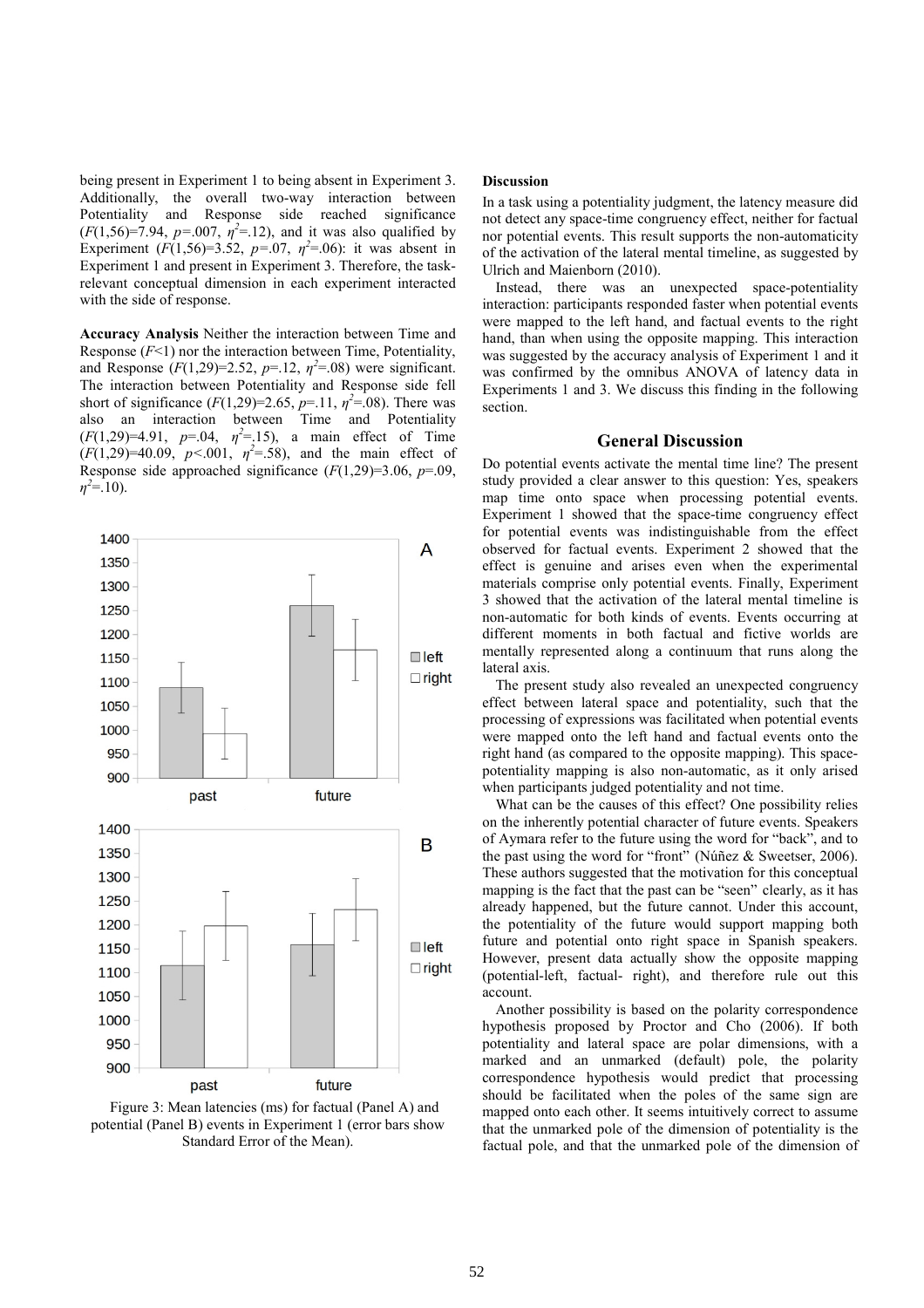being present in Experiment 1 to being absent in Experiment 3. Additionally, the overall two-way interaction between Potentiality and Response side reached significance ($F(1,56)=7.94$, $p=.007$, $\eta^2=.12$), and it was also qualified by Experiment ($F(1,56)=3.52$, $p=.07$, $\eta^2=.06$): it was absent in Experiment 1 and present in Experiment 3. Therefore, the task-relevant conceptual dimension in each experiment interacted with the side of response.

**Accuracy Analysis** Neither the interaction between Time and Response ($F<1$) nor the interaction between Time, Potentiality, and Response ($F(1,29)=2.52$, $p=.12$, $\eta^2=.08$) were significant. The interaction between Potentiality and Response side fell short of significance ($F(1,29)=2.65$, $p=.11$, $\eta^2=.08$). There was also an interaction between Time and Potentiality ($F(1,29)=4.91$, $p=.04$, $\eta^2=.15$), a main effect of Time ($F(1,29)=40.09$, $p<.001$, $\eta^2=.58$), and the main effect of Response side approached significance ($F(1,29)=3.06$, $p=.09$, $\eta^2=.10$).

Figure 3: Mean latencies (ms) for factual (Panel A) and potential (Panel B) events in Experiment 1 (error bars show Standard Error of the Mean).

**Discussion**

In a task using a potentiality judgment, the latency measure did not detect any space-time congruency effect, neither for factual nor potential events. This result supports the non-automaticity of the activation of the lateral mental timeline, as suggested by Ulrich and Maienborn (2010).

Instead, there was an unexpected space-potentiality interaction: participants responded faster when potential events were mapped to the left hand, and factual events to the right hand, than when using the opposite mapping. This interaction was suggested by the accuracy analysis of Experiment 1 and it was confirmed by the omnibus ANOVA of latency data in Experiments 1 and 3. We discuss this finding in the following section.

## General Discussion

Do potential events activate the mental time line? The present study provided a clear answer to this question: Yes, speakers map time onto space when processing potential events. Experiment 1 showed that the space-time congruency effect for potential events was indistinguishable from the effect observed for factual events. Experiment 2 showed that the effect is genuine and arises even when the experimental materials comprise only potential events. Finally, Experiment 3 showed that the activation of the lateral mental timeline is non-automatic for both kinds of events. Events occurring at different moments in both factual and fictive worlds are mentally represented along a continuum that runs along the lateral axis.

The present study also revealed an unexpected congruency effect between lateral space and potentiality, such that the processing of expressions was facilitated when potential events were mapped onto the left hand and factual events onto the right hand (as compared to the opposite mapping). This space-potentiality mapping is also non-automatic, as it only arised when participants judged potentiality and not time.

What can be the causes of this effect? One possibility relies on the inherently potential character of future events. Speakers of Aymara refer to the future using the word for "back", and to the past using the word for "front" (Núñez & Sweetser, 2006). These authors suggested that the motivation for this conceptual mapping is the fact that the past can be "seen" clearly, as it has already happened, but the future cannot. Under this account, the potentiality of the future would support mapping both future and potential onto right space in Spanish speakers. However, present data actually show the opposite mapping (potential-left, factual- right), and therefore rule out this account.

Another possibility is based on the polarity correspondence hypothesis proposed by Proctor and Cho (2006). If both potentiality and lateral space are polar dimensions, with a marked and an unmarked (default) pole, the polarity correspondence hypothesis would predict that processing should be facilitated when the poles of the same sign are mapped onto each other. It seems intuitively correct to assume that the unmarked pole of the dimension of potentiality is the factual pole, and that the unmarked pole of the dimension of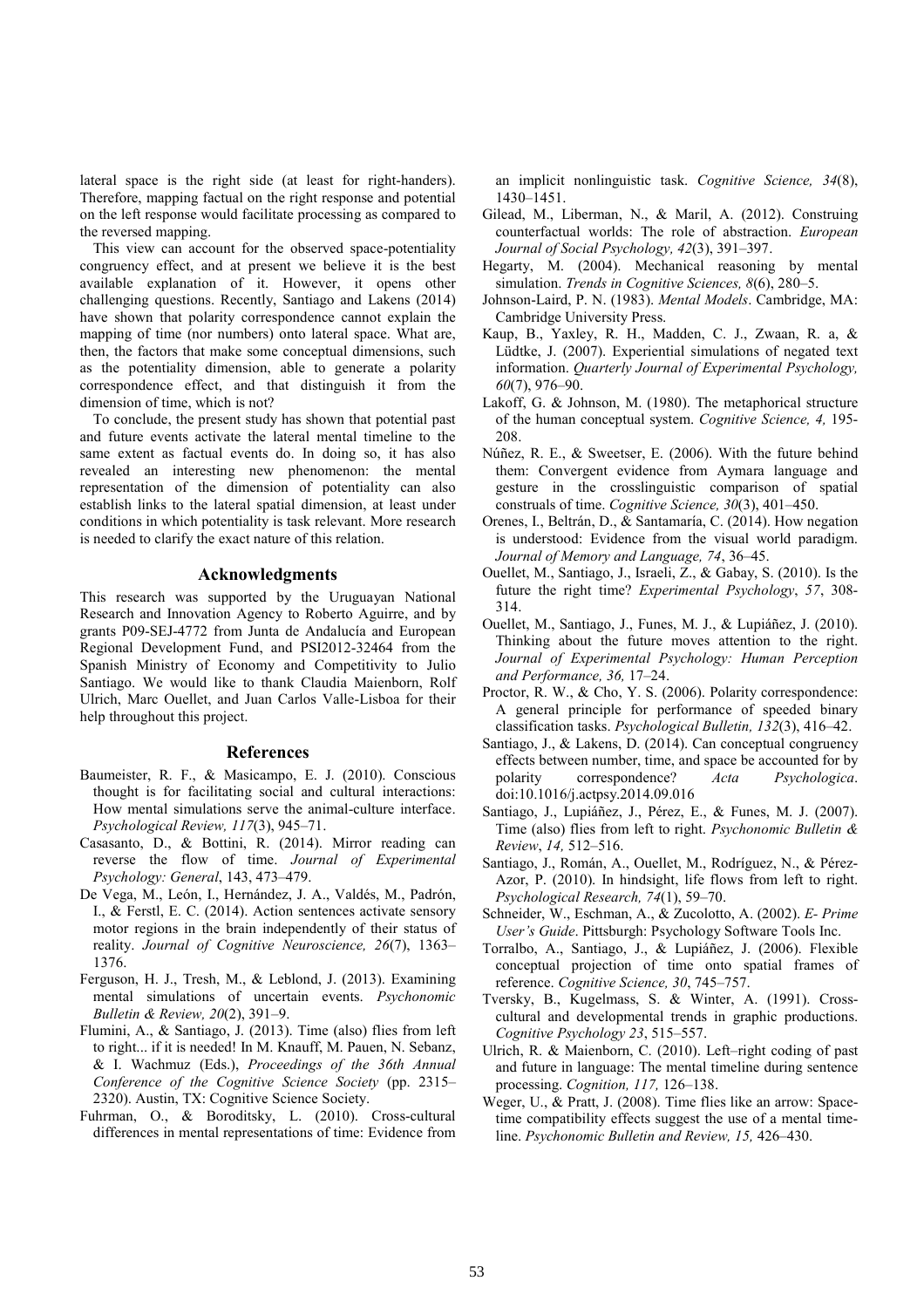lateral space is the right side (at least for right-handers). Therefore, mapping factual on the right response and potential on the left response would facilitate processing as compared to the reversed mapping.

This view can account for the observed space-potentiality congruency effect, and at present we believe it is the best available explanation of it. However, it opens other challenging questions. Recently, Santiago and Lakens (2014) have shown that polarity correspondence cannot explain the mapping of time (nor numbers) onto lateral space. What are, then, the factors that make some conceptual dimensions, such as the potentiality dimension, able to generate a polarity correspondence effect, and that distinguish it from the dimension of time, which is not?

To conclude, the present study has shown that potential past and future events activate the lateral mental timeline to the same extent as factual events do. In doing so, it has also revealed an interesting new phenomenon: the mental representation of the dimension of potentiality can also establish links to the lateral spatial dimension, at least under conditions in which potentiality is task relevant. More research is needed to clarify the exact nature of this relation.

## Acknowledgments

This research was supported by the Uruguayan National Research and Innovation Agency to Roberto Aguirre, and by grants P09-SEJ-4772 from Junta de Andalucía and European Regional Development Fund, and PSI2012-32464 from the Spanish Ministry of Economy and Competitivity to Julio Santiago. We would like to thank Claudia Maienborn, Rolf Ulrich, Marc Ouellet, and Juan Carlos Valle-Lisboa for their help throughout this project.

## References

Baumeister, R. F., & Masicampo, E. J. (2010). Conscious thought is for facilitating social and cultural interactions: How mental simulations serve the animal-culture interface. *Psychological Review, 117*(3), 945–71.

Casasanto, D., & Bottini, R. (2014). Mirror reading can reverse the flow of time. *Journal of Experimental Psychology: General*, 143, 473–479.

De Vega, M., León, I., Hernández, J. A., Valdés, M., Padrón, I., & Ferstl, E. C. (2014). Action sentences activate sensory motor regions in the brain independently of their status of reality. *Journal of Cognitive Neuroscience, 26*(7), 1363–1376.

Ferguson, H. J., Tresh, M., & Leblond, J. (2013). Examining mental simulations of uncertain events. *Psychonomic Bulletin & Review, 20*(2), 391–9.

Flumini, A., & Santiago, J. (2013). Time (also) flies from left to right... if it is needed! In M. Knauff, M. Pauen, N. Sebanz, & I. Wachmuz (Eds.), *Proceedings of the 36th Annual Conference of the Cognitive Science Society* (pp. 2315–2320). Austin, TX: Cognitive Science Society.

Fuhrman, O., & Boroditsky, L. (2010). Cross-cultural differences in mental representations of time: Evidence from an implicit nonlinguistic task. *Cognitive Science, 34*(8), 1430–1451.

Gilead, M., Liberman, N., & Maril, A. (2012). Construing counterfactual worlds: The role of abstraction. *European Journal of Social Psychology, 42*(3), 391–397.

Hegarty, M. (2004). Mechanical reasoning by mental simulation. *Trends in Cognitive Sciences, 8*(6), 280–5.

Johnson-Laird, P. N. (1983). *Mental Models*. Cambridge, MA: Cambridge University Press.

Kaup, B., Yaxley, R. H., Madden, C. J., Zwaan, R. a, & Lüdtke, J. (2007). Experiential simulations of negated text information. *Quarterly Journal of Experimental Psychology, 60*(7), 976–90.

Lakoff, G. & Johnson, M. (1980). The metaphorical structure of the human conceptual system. *Cognitive Science, 4,* 195-208.

Núñez, R. E., & Sweetser, E. (2006). With the future behind them: Convergent evidence from Aymara language and gesture in the crosslinguistic comparison of spatial construals of time. *Cognitive Science, 30*(3), 401–450.

Orenes, I., Beltrán, D., & Santamaría, C. (2014). How negation is understood: Evidence from the visual world paradigm. *Journal of Memory and Language, 74*, 36–45.

Ouellet, M., Santiago, J., Israeli, Z., & Gabay, S. (2010). Is the future the right time? *Experimental Psychology*, *57*, 308-314.

Ouellet, M., Santiago, J., Funes, M. J., & Lupiáñez, J. (2010). Thinking about the future moves attention to the right. *Journal of Experimental Psychology: Human Perception and Performance, 36,* 17–24.

Proctor, R. W., & Cho, Y. S. (2006). Polarity correspondence: A general principle for performance of speeded binary classification tasks. *Psychological Bulletin, 132*(3), 416–42.

Santiago, J., & Lakens, D. (2014). Can conceptual congruency effects between number, time, and space be accounted for by polarity correspondence? *Acta Psychologica*. doi:10.1016/j.actpsy.2014.09.016

Santiago, J., Lupiáñez, J., Pérez, E., & Funes, M. J. (2007). Time (also) flies from left to right. *Psychonomic Bulletin & Review*, *14,* 512–516.

Santiago, J., Román, A., Ouellet, M., Rodríguez, N., & Pérez-Azor, P. (2010). In hindsight, life flows from left to right. *Psychological Research, 74*(1), 59–70.

Schneider, W., Eschman, A., & Zucolotto, A. (2002). *E- Prime User's Guide*. Pittsburgh: Psychology Software Tools Inc.

Torralbo, A., Santiago, J., & Lupiáñez, J. (2006). Flexible conceptual projection of time onto spatial frames of reference. *Cognitive Science, 30*, 745–757.

Tversky, B., Kugelmass, S. & Winter, A. (1991). Cross-cultural and developmental trends in graphic productions. *Cognitive Psychology 23*, 515–557.

Ulrich, R. & Maienborn, C. (2010). Left–right coding of past and future in language: The mental timeline during sentence processing. *Cognition, 117,* 126–138.

Weger, U., & Pratt, J. (2008). Time flies like an arrow: Space-time compatibility effects suggest the use of a mental time-line. *Psychonomic Bulletin and Review, 15,* 426–430.